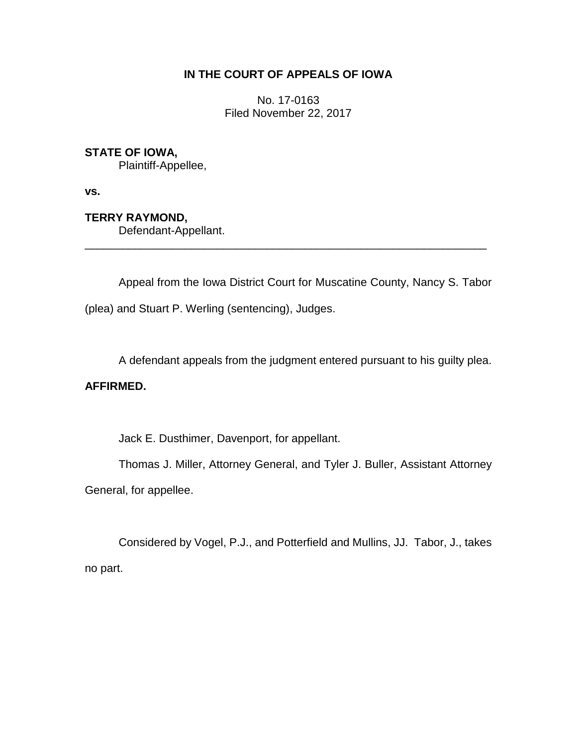**IN THE COURT OF APPEALS OF IOWA**

No. 17-0163
Filed November 22, 2017

**STATE OF IOWA,**
Plaintiff-Appellee,

**vs.**

**TERRY RAYMOND,**
Defendant-Appellant.

---

Appeal from the Iowa District Court for Muscatine County, Nancy S. Tabor (plea) and Stuart P. Werling (sentencing), Judges.

A defendant appeals from the judgment entered pursuant to his guilty plea. **AFFIRMED.**

Jack E. Dusthimer, Davenport, for appellant.

Thomas J. Miller, Attorney General, and Tyler J. Buller, Assistant Attorney General, for appellee.

Considered by Vogel, P.J., and Potterfield and Mullins, JJ. Tabor, J., takes no part.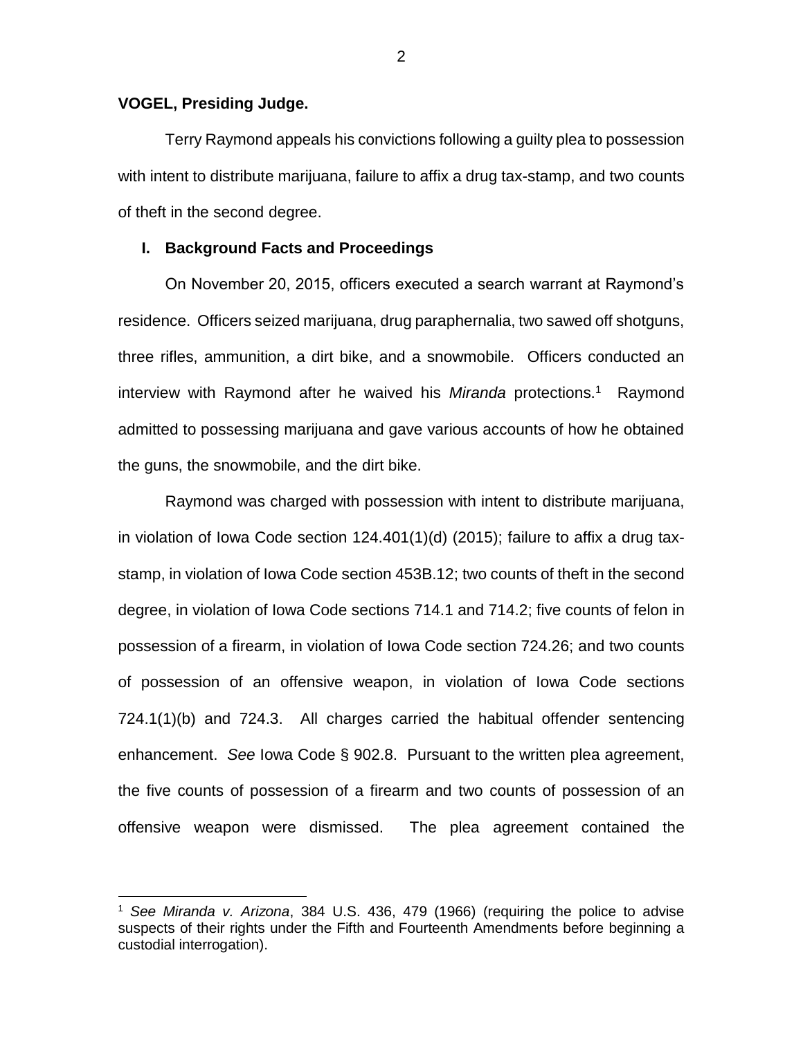**VOGEL, Presiding Judge.**

Terry Raymond appeals his convictions following a guilty plea to possession with intent to distribute marijuana, failure to affix a drug tax-stamp, and two counts of theft in the second degree.

## I. Background Facts and Proceedings

On November 20, 2015, officers executed a search warrant at Raymond's residence. Officers seized marijuana, drug paraphernalia, two sawed off shotguns, three rifles, ammunition, a dirt bike, and a snowmobile. Officers conducted an interview with Raymond after he waived his *Miranda* protections.[1] Raymond admitted to possessing marijuana and gave various accounts of how he obtained the guns, the snowmobile, and the dirt bike.

Raymond was charged with possession with intent to distribute marijuana, in violation of Iowa Code section 124.401(1)(d) (2015); failure to affix a drug tax-stamp, in violation of Iowa Code section 453B.12; two counts of theft in the second degree, in violation of Iowa Code sections 714.1 and 714.2; five counts of felon in possession of a firearm, in violation of Iowa Code section 724.26; and two counts of possession of an offensive weapon, in violation of Iowa Code sections 724.1(1)(b) and 724.3. All charges carried the habitual offender sentencing enhancement. *See* Iowa Code § 902.8. Pursuant to the written plea agreement, the five counts of possession of a firearm and two counts of possession of an offensive weapon were dismissed. The plea agreement contained the

---

[1] *See Miranda v. Arizona*, 384 U.S. 436, 479 (1966) (requiring the police to advise suspects of their rights under the Fifth and Fourteenth Amendments before beginning a custodial interrogation).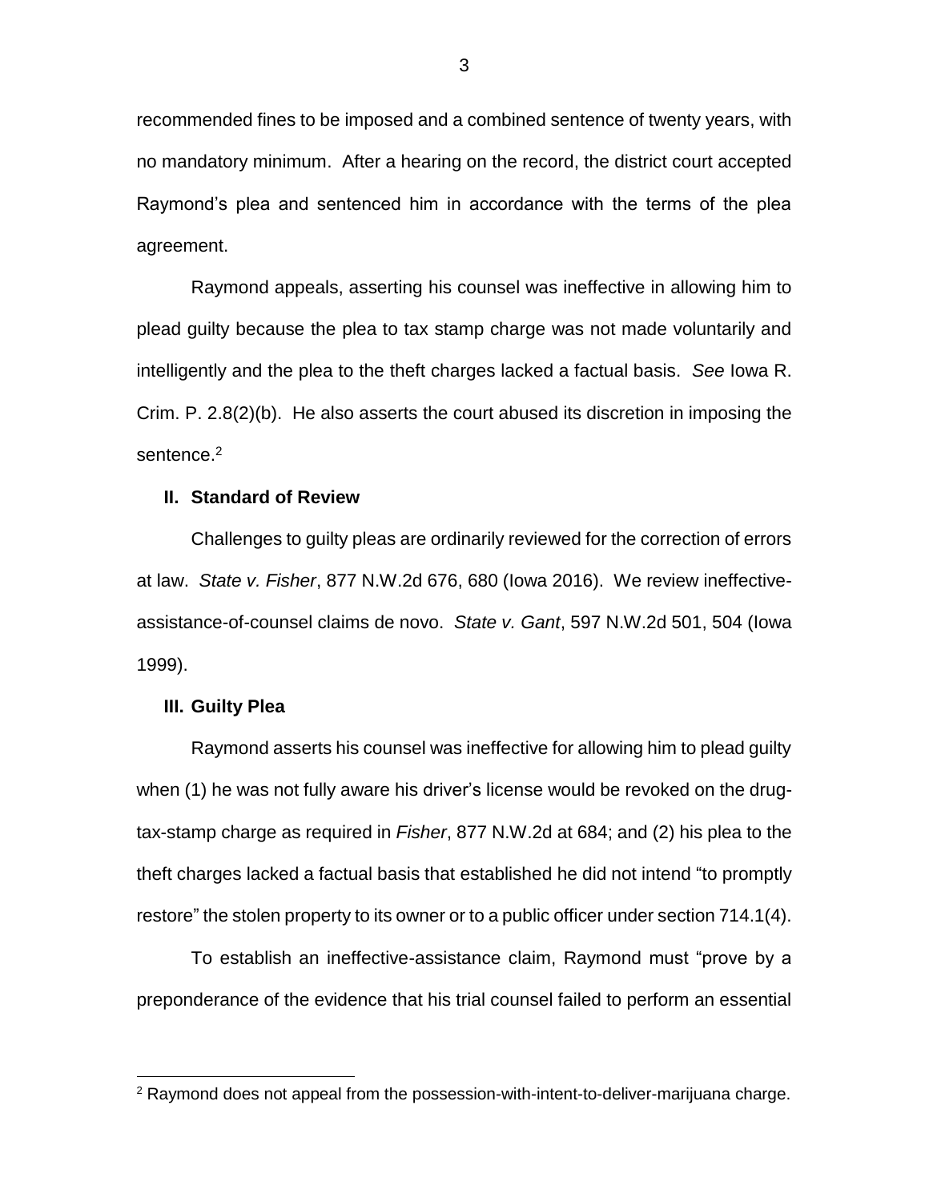recommended fines to be imposed and a combined sentence of twenty years, with no mandatory minimum. After a hearing on the record, the district court accepted Raymond's plea and sentenced him in accordance with the terms of the plea agreement.

Raymond appeals, asserting his counsel was ineffective in allowing him to plead guilty because the plea to tax stamp charge was not made voluntarily and intelligently and the plea to the theft charges lacked a factual basis. *See* Iowa R. Crim. P. 2.8(2)(b). He also asserts the court abused its discretion in imposing the sentence.[2]

## II. Standard of Review

Challenges to guilty pleas are ordinarily reviewed for the correction of errors at law. *State v. Fisher*, 877 N.W.2d 676, 680 (Iowa 2016). We review ineffective-assistance-of-counsel claims de novo. *State v. Gant*, 597 N.W.2d 501, 504 (Iowa 1999).

## III. Guilty Plea

Raymond asserts his counsel was ineffective for allowing him to plead guilty when (1) he was not fully aware his driver's license would be revoked on the drug-tax-stamp charge as required in *Fisher*, 877 N.W.2d at 684; and (2) his plea to the theft charges lacked a factual basis that established he did not intend "to promptly restore" the stolen property to its owner or to a public officer under section 714.1(4).

To establish an ineffective-assistance claim, Raymond must "prove by a preponderance of the evidence that his trial counsel failed to perform an essential

[2] Raymond does not appeal from the possession-with-intent-to-deliver-marijuana charge.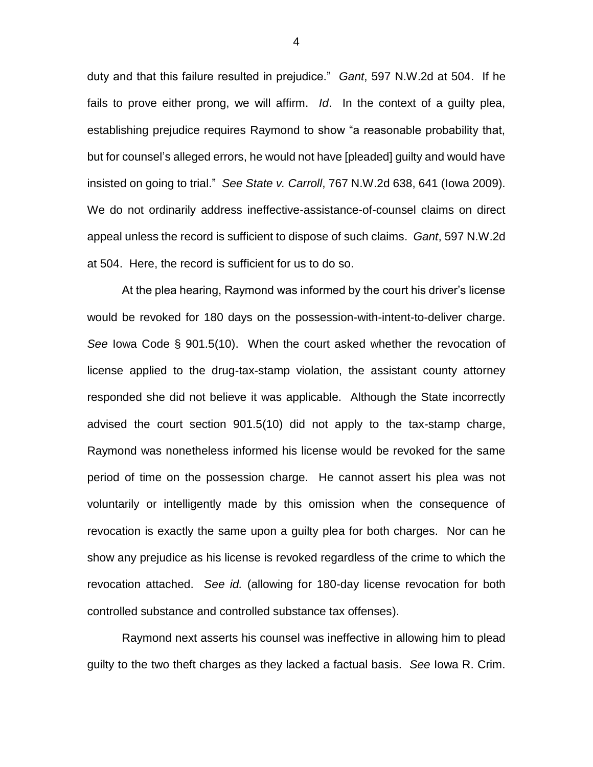duty and that this failure resulted in prejudice." *Gant*, 597 N.W.2d at 504. If he fails to prove either prong, we will affirm. *Id*. In the context of a guilty plea, establishing prejudice requires Raymond to show "a reasonable probability that, but for counsel's alleged errors, he would not have [pleaded] guilty and would have insisted on going to trial." *See State v. Carroll*, 767 N.W.2d 638, 641 (Iowa 2009). We do not ordinarily address ineffective-assistance-of-counsel claims on direct appeal unless the record is sufficient to dispose of such claims. *Gant*, 597 N.W.2d at 504. Here, the record is sufficient for us to do so.

At the plea hearing, Raymond was informed by the court his driver's license would be revoked for 180 days on the possession-with-intent-to-deliver charge. *See* Iowa Code § 901.5(10). When the court asked whether the revocation of license applied to the drug-tax-stamp violation, the assistant county attorney responded she did not believe it was applicable. Although the State incorrectly advised the court section 901.5(10) did not apply to the tax-stamp charge, Raymond was nonetheless informed his license would be revoked for the same period of time on the possession charge. He cannot assert his plea was not voluntarily or intelligently made by this omission when the consequence of revocation is exactly the same upon a guilty plea for both charges. Nor can he show any prejudice as his license is revoked regardless of the crime to which the revocation attached. *See id.* (allowing for 180-day license revocation for both controlled substance and controlled substance tax offenses).

Raymond next asserts his counsel was ineffective in allowing him to plead guilty to the two theft charges as they lacked a factual basis. *See* Iowa R. Crim.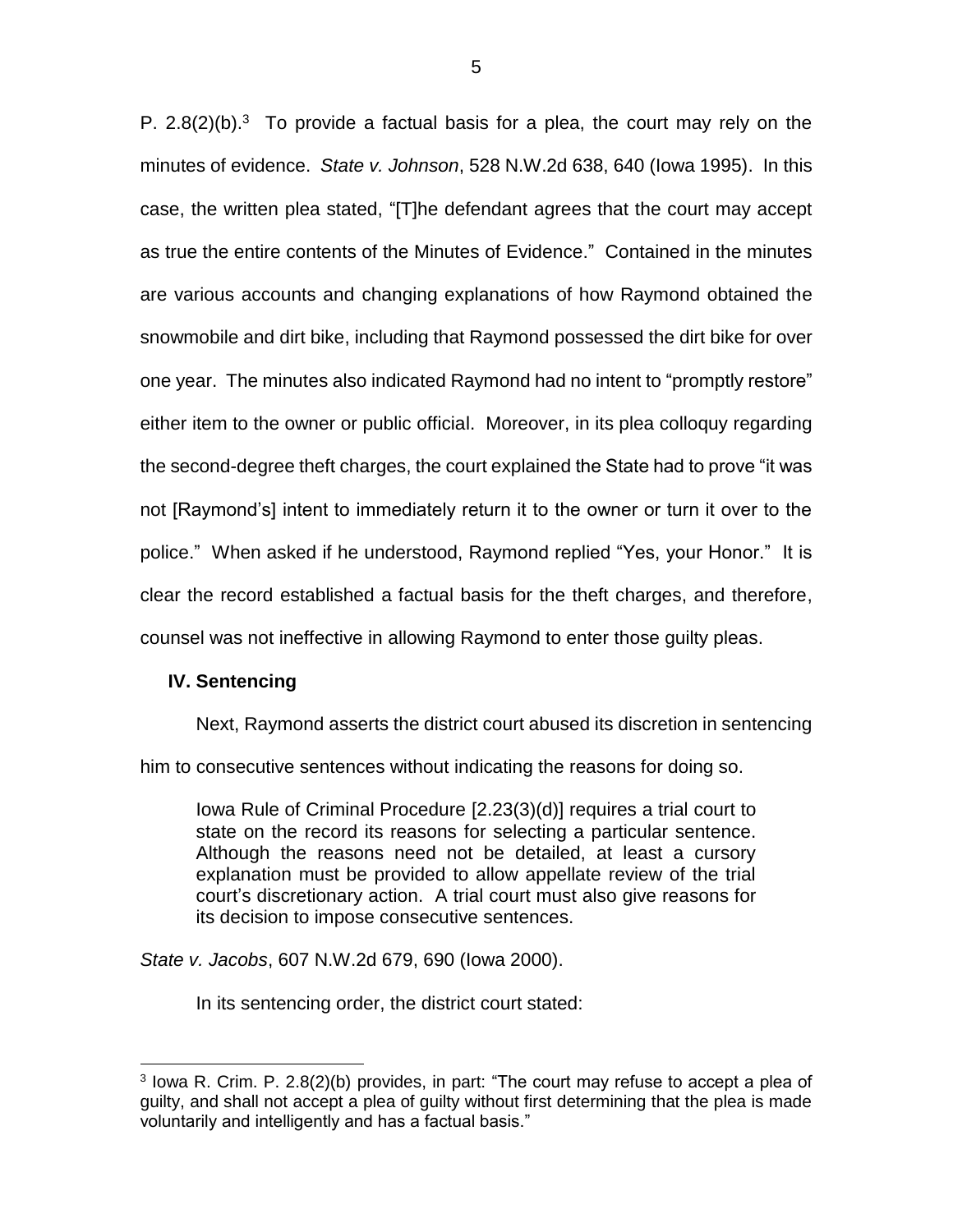P. 2.8(2)(b).[3] To provide a factual basis for a plea, the court may rely on the minutes of evidence. *State v. Johnson*, 528 N.W.2d 638, 640 (Iowa 1995). In this case, the written plea stated, "[T]he defendant agrees that the court may accept as true the entire contents of the Minutes of Evidence." Contained in the minutes are various accounts and changing explanations of how Raymond obtained the snowmobile and dirt bike, including that Raymond possessed the dirt bike for over one year. The minutes also indicated Raymond had no intent to "promptly restore" either item to the owner or public official. Moreover, in its plea colloquy regarding the second-degree theft charges, the court explained the State had to prove "it was not [Raymond's] intent to immediately return it to the owner or turn it over to the police." When asked if he understood, Raymond replied "Yes, your Honor." It is clear the record established a factual basis for the theft charges, and therefore, counsel was not ineffective in allowing Raymond to enter those guilty pleas.

## IV. Sentencing

Next, Raymond asserts the district court abused its discretion in sentencing him to consecutive sentences without indicating the reasons for doing so.

> Iowa Rule of Criminal Procedure [2.23(3)(d)] requires a trial court to state on the record its reasons for selecting a particular sentence. Although the reasons need not be detailed, at least a cursory explanation must be provided to allow appellate review of the trial court's discretionary action. A trial court must also give reasons for its decision to impose consecutive sentences.

*State v. Jacobs*, 607 N.W.2d 679, 690 (Iowa 2000).

In its sentencing order, the district court stated:

---

[3] Iowa R. Crim. P. 2.8(2)(b) provides, in part: "The court may refuse to accept a plea of guilty, and shall not accept a plea of guilty without first determining that the plea is made voluntarily and intelligently and has a factual basis."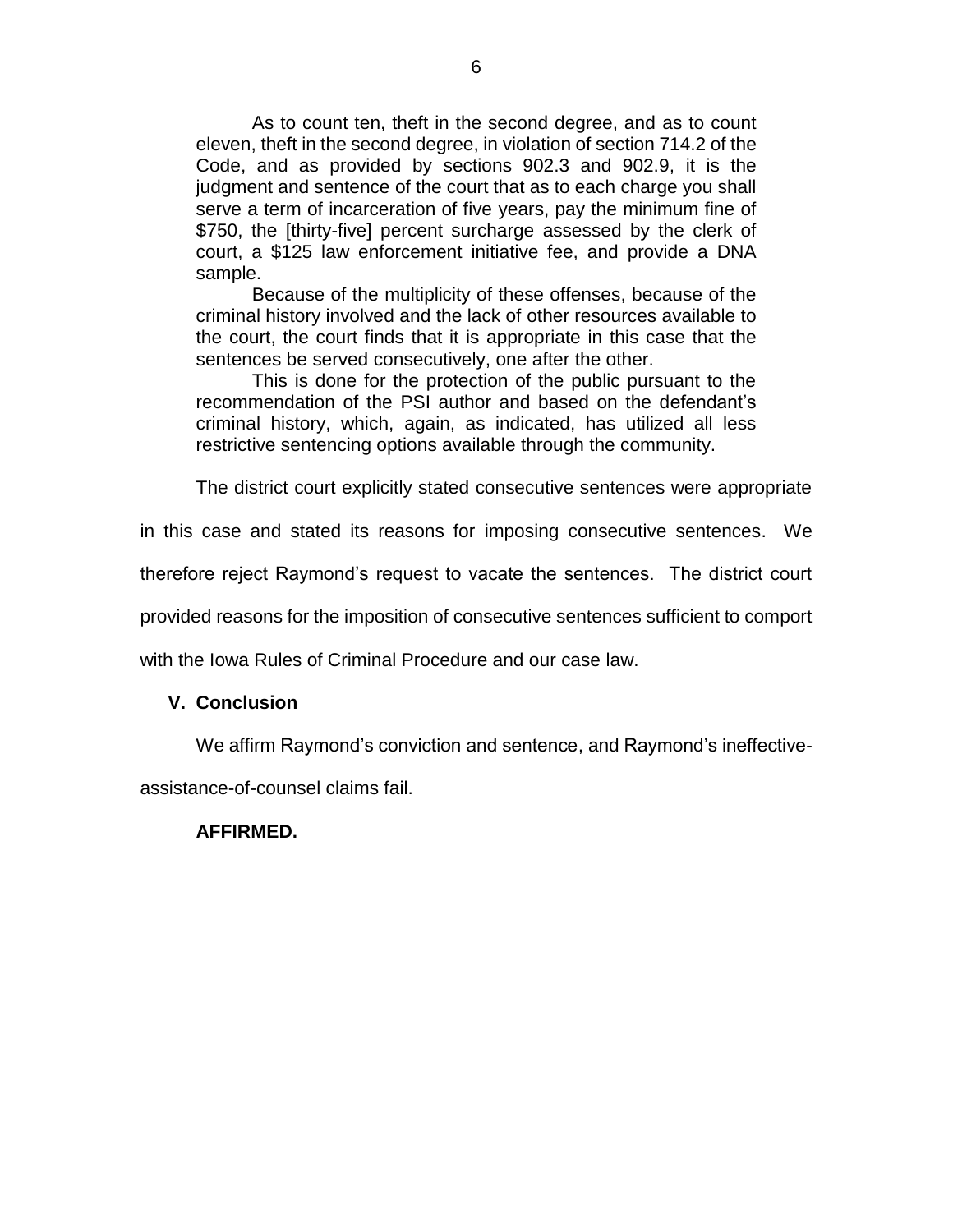> As to count ten, theft in the second degree, and as to count eleven, theft in the second degree, in violation of section 714.2 of the Code, and as provided by sections 902.3 and 902.9, it is the judgment and sentence of the court that as to each charge you shall serve a term of incarceration of five years, pay the minimum fine of $750, the [thirty-five] percent surcharge assessed by the clerk of court, a $125 law enforcement initiative fee, and provide a DNA sample.
>
> Because of the multiplicity of these offenses, because of the criminal history involved and the lack of other resources available to the court, the court finds that it is appropriate in this case that the sentences be served consecutively, one after the other.
>
> This is done for the protection of the public pursuant to the recommendation of the PSI author and based on the defendant's criminal history, which, again, as indicated, has utilized all less restrictive sentencing options available through the community.

The district court explicitly stated consecutive sentences were appropriate in this case and stated its reasons for imposing consecutive sentences. We therefore reject Raymond's request to vacate the sentences. The district court provided reasons for the imposition of consecutive sentences sufficient to comport with the Iowa Rules of Criminal Procedure and our case law.

## V. Conclusion

We affirm Raymond's conviction and sentence, and Raymond's ineffective-assistance-of-counsel claims fail.

**AFFIRMED.**